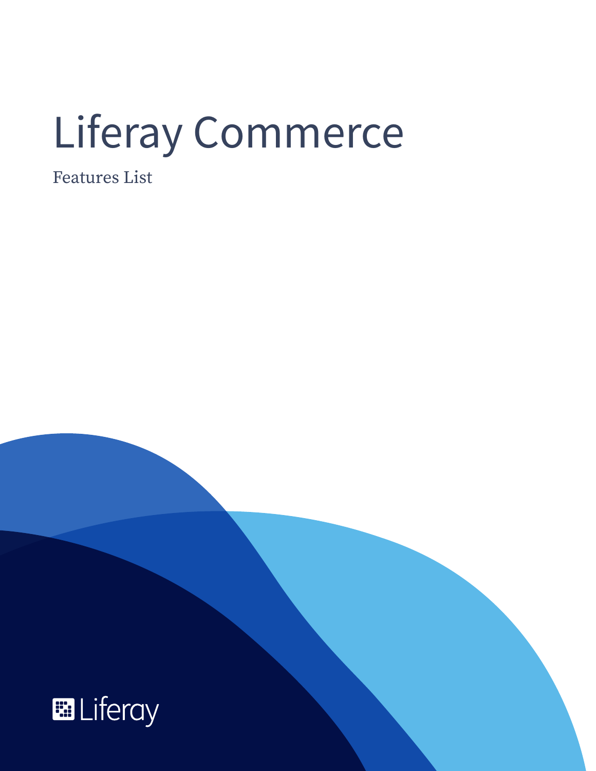# Liferay Commerce

Features List

Liferay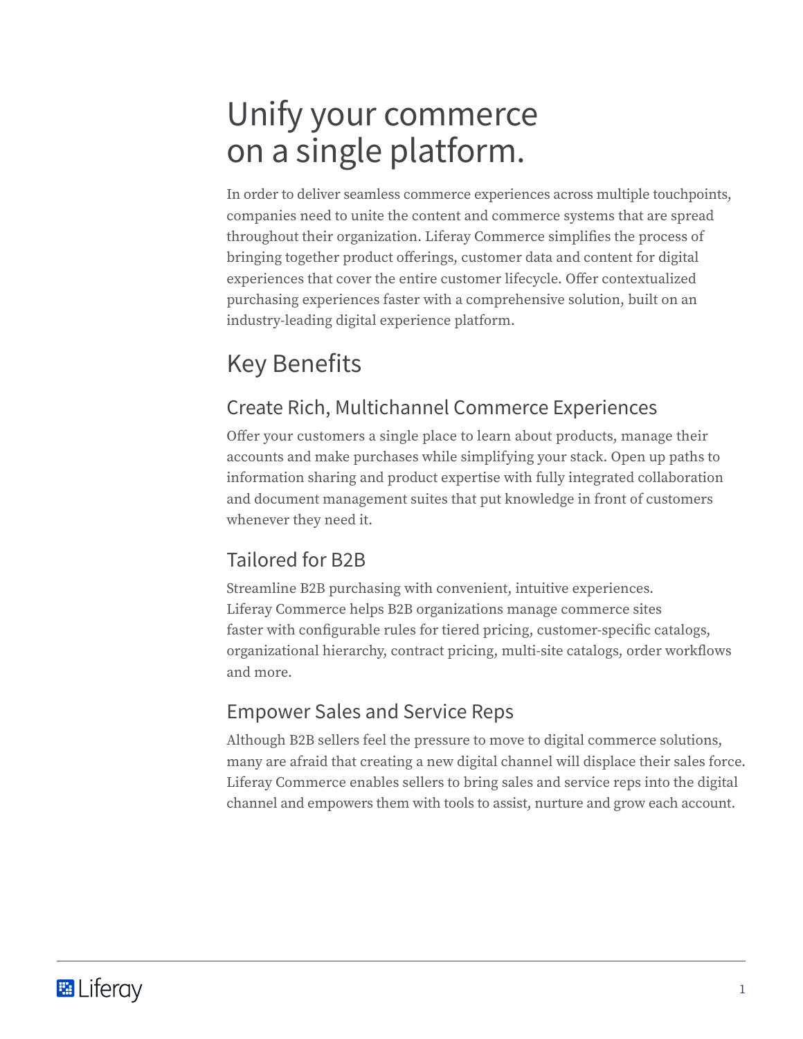# Unify your commerce on a single platform.

In order to deliver seamless commerce experiences across multiple touchpoints, companies need to unite the content and commerce systems that are spread throughout their organization. Liferay Commerce simplifies the process of bringing together product offerings, customer data and content for digital experiences that cover the entire customer lifecycle. Offer contextualized purchasing experiences faster with a comprehensive solution, built on an industry-leading digital experience platform.

## Key Benefits

### Create Rich, Multichannel Commerce Experiences

Offer your customers a single place to learn about products, manage their accounts and make purchases while simplifying your stack. Open up paths to information sharing and product expertise with fully integrated collaboration and document management suites that put knowledge in front of customers whenever they need it.

### Tailored for B2B

Streamline B2B purchasing with convenient, intuitive experiences. Liferay Commerce helps B2B organizations manage commerce sites faster with configurable rules for tiered pricing, customer-specific catalogs, organizational hierarchy, contract pricing, multi-site catalogs, order workflows and more.

### Empower Sales and Service Reps

Although B2B sellers feel the pressure to move to digital commerce solutions, many are afraid that creating a new digital channel will displace their sales force. Liferay Commerce enables sellers to bring sales and service reps into the digital channel and empowers them with tools to assist, nurture and grow each account.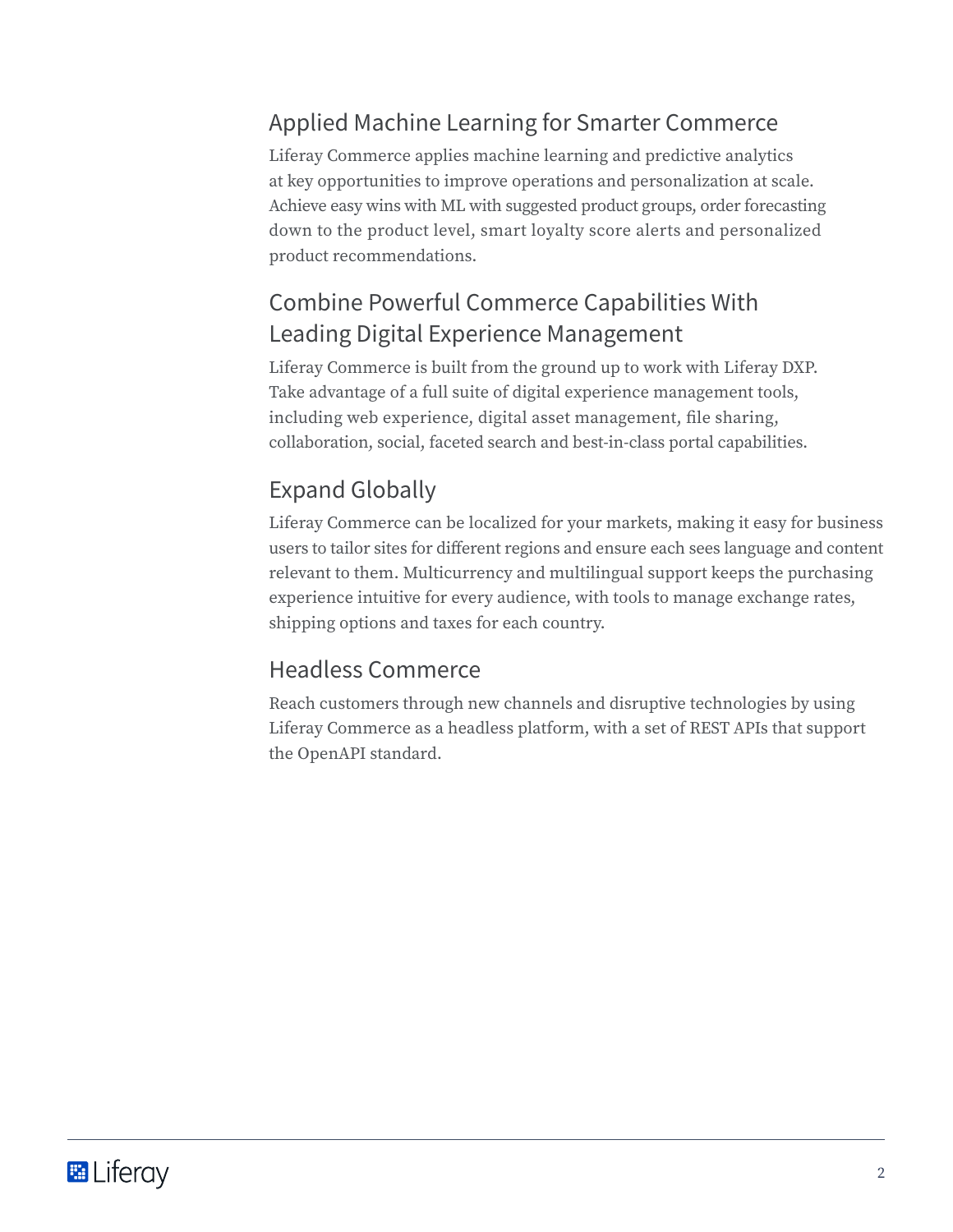## Applied Machine Learning for Smarter Commerce

Liferay Commerce applies machine learning and predictive analytics at key opportunities to improve operations and personalization at scale. Achieve easy wins with ML with suggested product groups, order forecasting down to the product level, smart loyalty score alerts and personalized product recommendations.

## Combine Powerful Commerce Capabilities With Leading Digital Experience Management

Liferay Commerce is built from the ground up to work with Liferay DXP. Take advantage of a full suite of digital experience management tools, including web experience, digital asset management, file sharing, collaboration, social, faceted search and best-in-class portal capabilities.

## Expand Globally

Liferay Commerce can be localized for your markets, making it easy for business users to tailor sites for different regions and ensure each sees language and content relevant to them. Multicurrency and multilingual support keeps the purchasing experience intuitive for every audience, with tools to manage exchange rates, shipping options and taxes for each country.

## Headless Commerce

Reach customers through new channels and disruptive technologies by using Liferay Commerce as a headless platform, with a set of REST APIs that support the OpenAPI standard.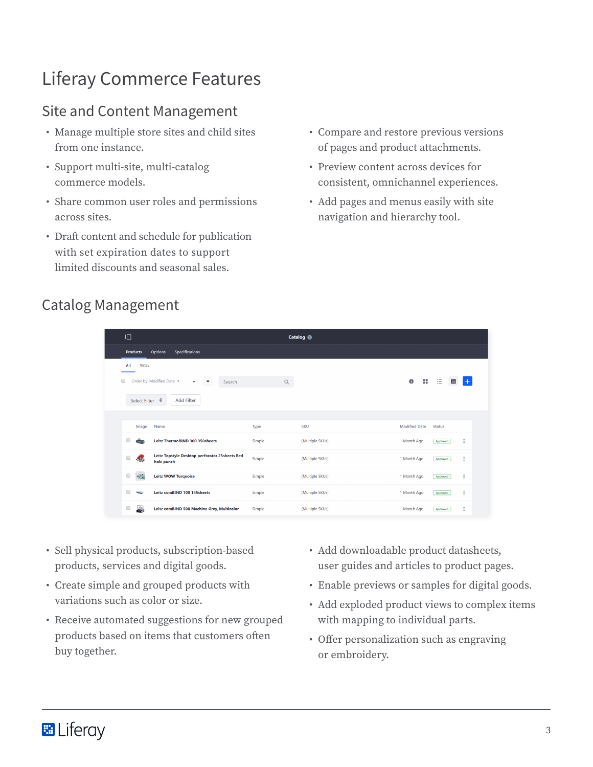# Liferay Commerce Features

## Site and Content Management

- Manage multiple store sites and child sites from one instance.
- Support multi-site, multi-catalog commerce models.
- Share common user roles and permissions across sites.
- Draft content and schedule for publication with set expiration dates to support limited discounts and seasonal sales.
- Compare and restore previous versions of pages and product attachments.
- Preview content across devices for consistent, omnichannel experiences.
- Add pages and menus easily with site navigation and hierarchy tool.

## Catalog Management

- Sell physical products, subscription-based products, services and digital goods.
- Create simple and grouped products with variations such as color or size.
- Receive automated suggestions for new grouped products based on items that customers often buy together.
- Add downloadable product datasheets, user guides and articles to product pages.
- Enable previews or samples for digital goods.
- Add exploded product views to complex items with mapping to individual parts.
- Offer personalization such as engraving or embroidery.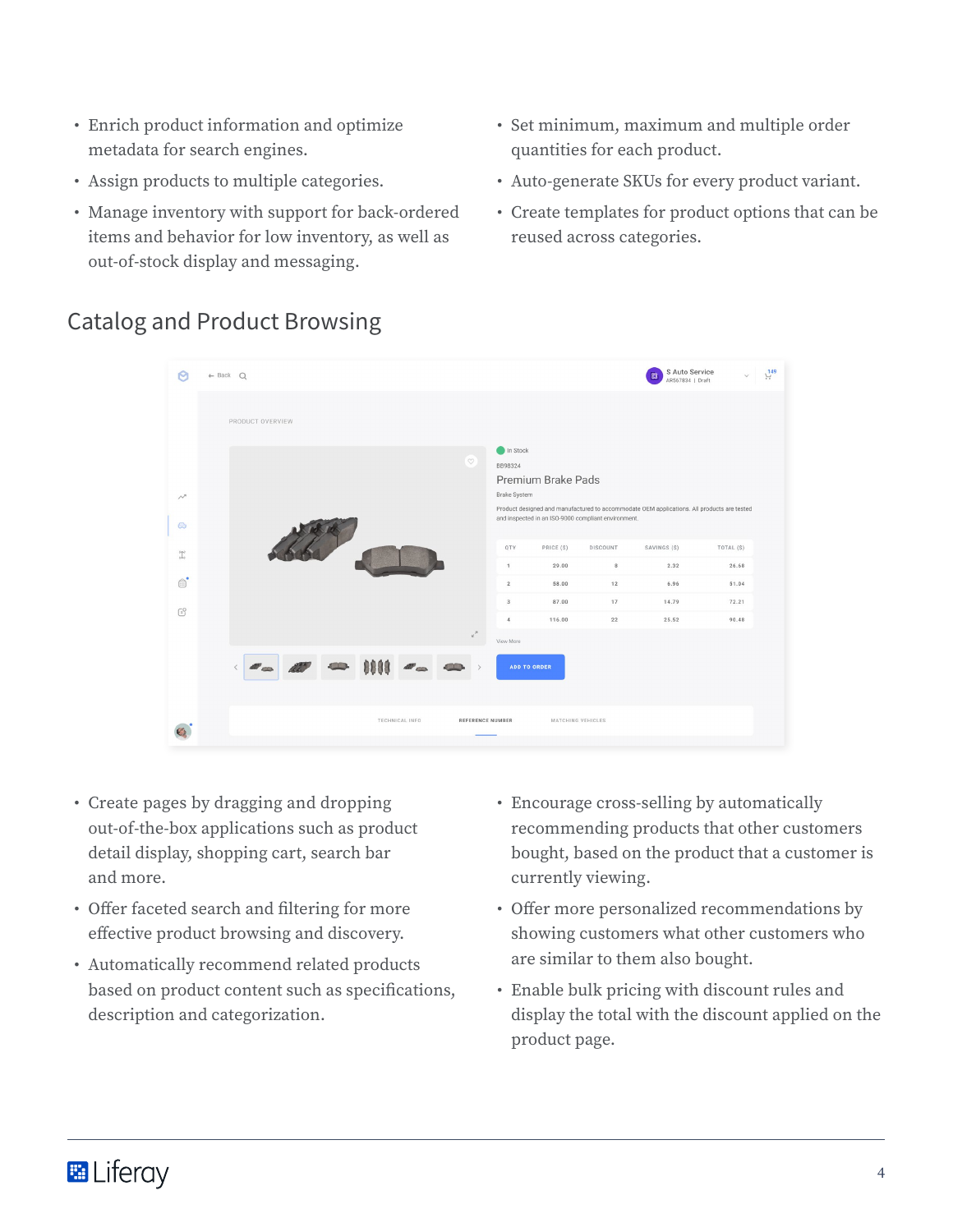- Enrich product information and optimize metadata for search engines.
- Assign products to multiple categories.
- Manage inventory with support for back-ordered items and behavior for low inventory, as well as out-of-stock display and messaging.
- Set minimum, maximum and multiple order quantities for each product.
- Auto-generate SKUs for every product variant.
- Create templates for product options that can be reused across categories.

## Catalog and Product Browsing

- Create pages by dragging and dropping out-of-the-box applications such as product detail display, shopping cart, search bar and more.
- Offer faceted search and filtering for more effective product browsing and discovery.
- Automatically recommend related products based on product content such as specifications, description and categorization.
- Encourage cross-selling by automatically recommending products that other customers bought, based on the product that a customer is currently viewing.
- Offer more personalized recommendations by showing customers what other customers who are similar to them also bought.
- Enable bulk pricing with discount rules and display the total with the discount applied on the product page.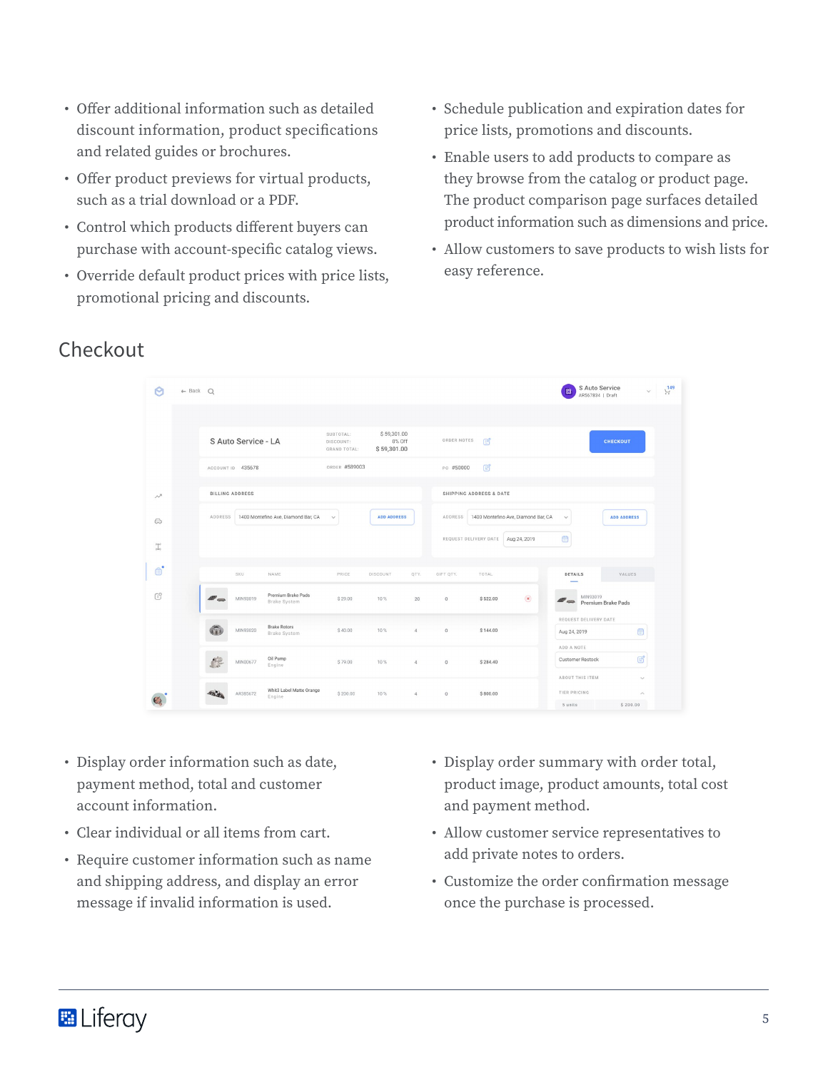- Offer additional information such as detailed discount information, product specifications and related guides or brochures.
- Offer product previews for virtual products, such as a trial download or a PDF.
- Control which products different buyers can purchase with account-specific catalog views.
- Override default product prices with price lists, promotional pricing and discounts.
- Schedule publication and expiration dates for price lists, promotions and discounts.
- Enable users to add products to compare as they browse from the catalog or product page. The product comparison page surfaces detailed product information such as dimensions and price.
- Allow customers to save products to wish lists for easy reference.

## Checkout

- Display order information such as date, payment method, total and customer account information.
- Clear individual or all items from cart.
- Require customer information such as name and shipping address, and display an error message if invalid information is used.
- Display order summary with order total, product image, product amounts, total cost and payment method.
- Allow customer service representatives to add private notes to orders.
- Customize the order confirmation message once the purchase is processed.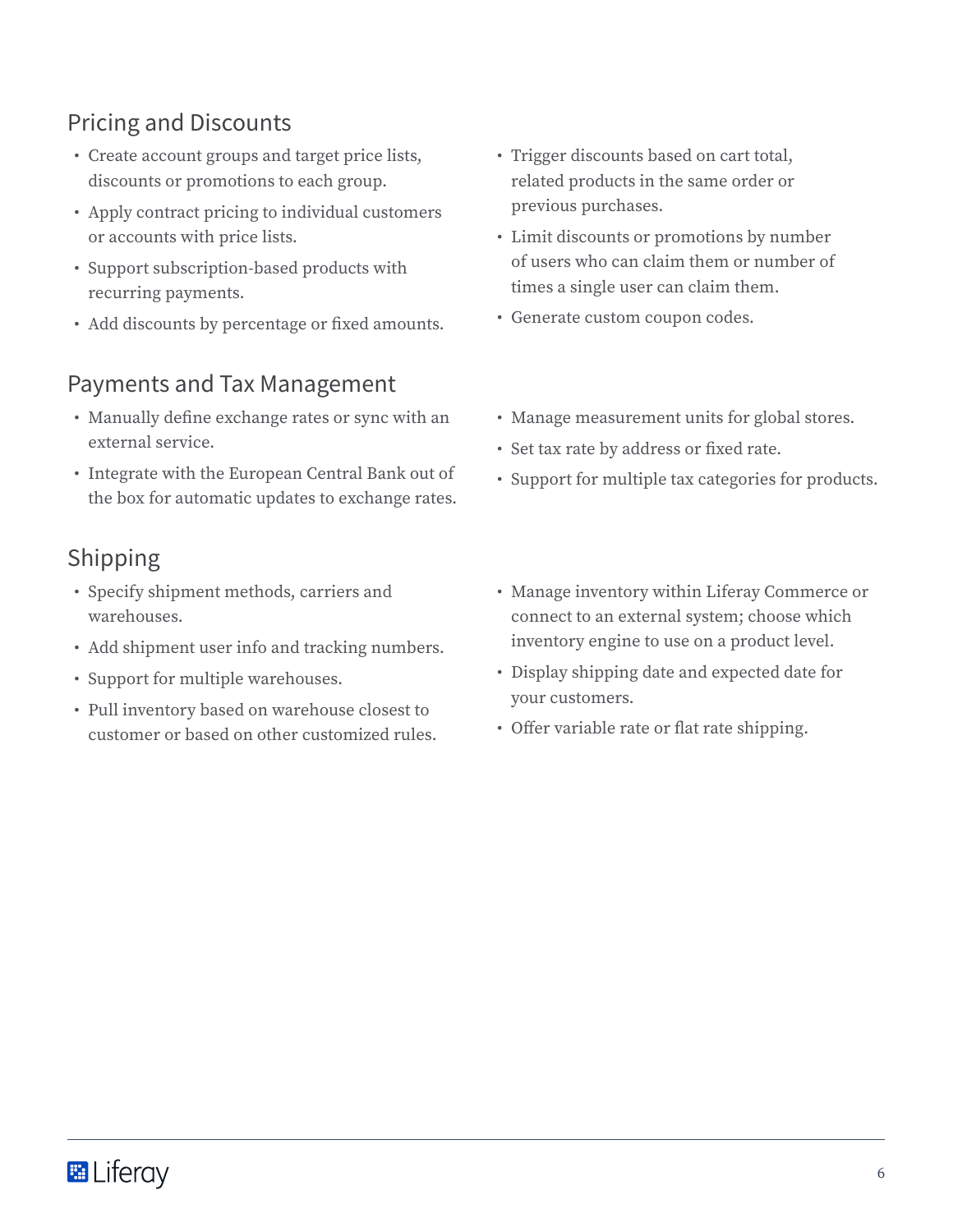## Pricing and Discounts

- Create account groups and target price lists, discounts or promotions to each group.
- Apply contract pricing to individual customers or accounts with price lists.
- Support subscription-based products with recurring payments.
- Add discounts by percentage or fixed amounts.
- Trigger discounts based on cart total, related products in the same order or previous purchases.
- Limit discounts or promotions by number of users who can claim them or number of times a single user can claim them.
- Generate custom coupon codes.

## Payments and Tax Management

- Manually define exchange rates or sync with an external service.
- Integrate with the European Central Bank out of the box for automatic updates to exchange rates.
- Manage measurement units for global stores.
- Set tax rate by address or fixed rate.
- Support for multiple tax categories for products.

## Shipping

- Specify shipment methods, carriers and warehouses.
- Add shipment user info and tracking numbers.
- Support for multiple warehouses.
- Pull inventory based on warehouse closest to customer or based on other customized rules.
- Manage inventory within Liferay Commerce or connect to an external system; choose which inventory engine to use on a product level.
- Display shipping date and expected date for your customers.
- Offer variable rate or flat rate shipping.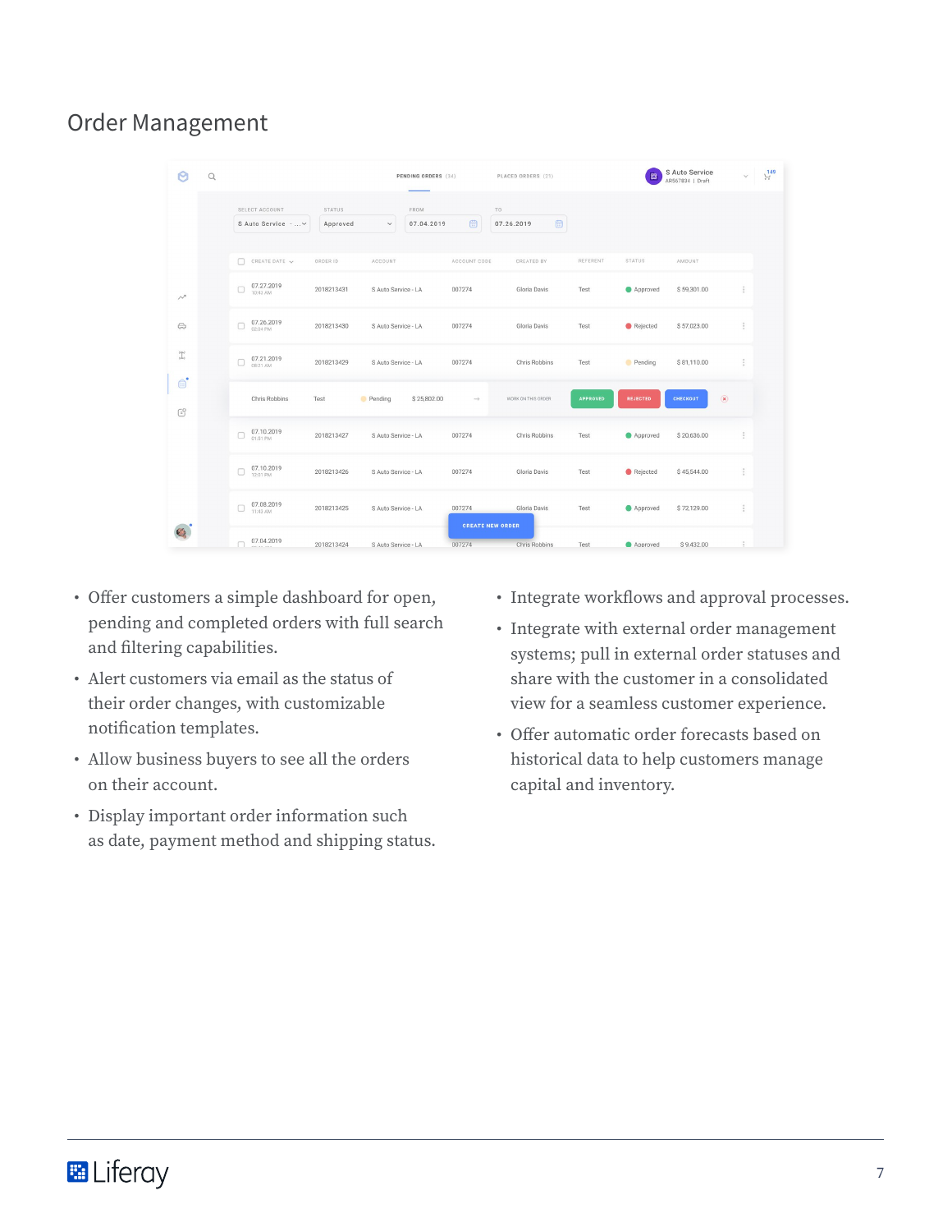# Order Management

- Offer customers a simple dashboard for open, pending and completed orders with full search and filtering capabilities.
- Alert customers via email as the status of their order changes, with customizable notification templates.
- Allow business buyers to see all the orders on their account.
- Display important order information such as date, payment method and shipping status.
- Integrate workflows and approval processes.
- Integrate with external order management systems; pull in external order statuses and share with the customer in a consolidated view for a seamless customer experience.
- Offer automatic order forecasts based on historical data to help customers manage capital and inventory.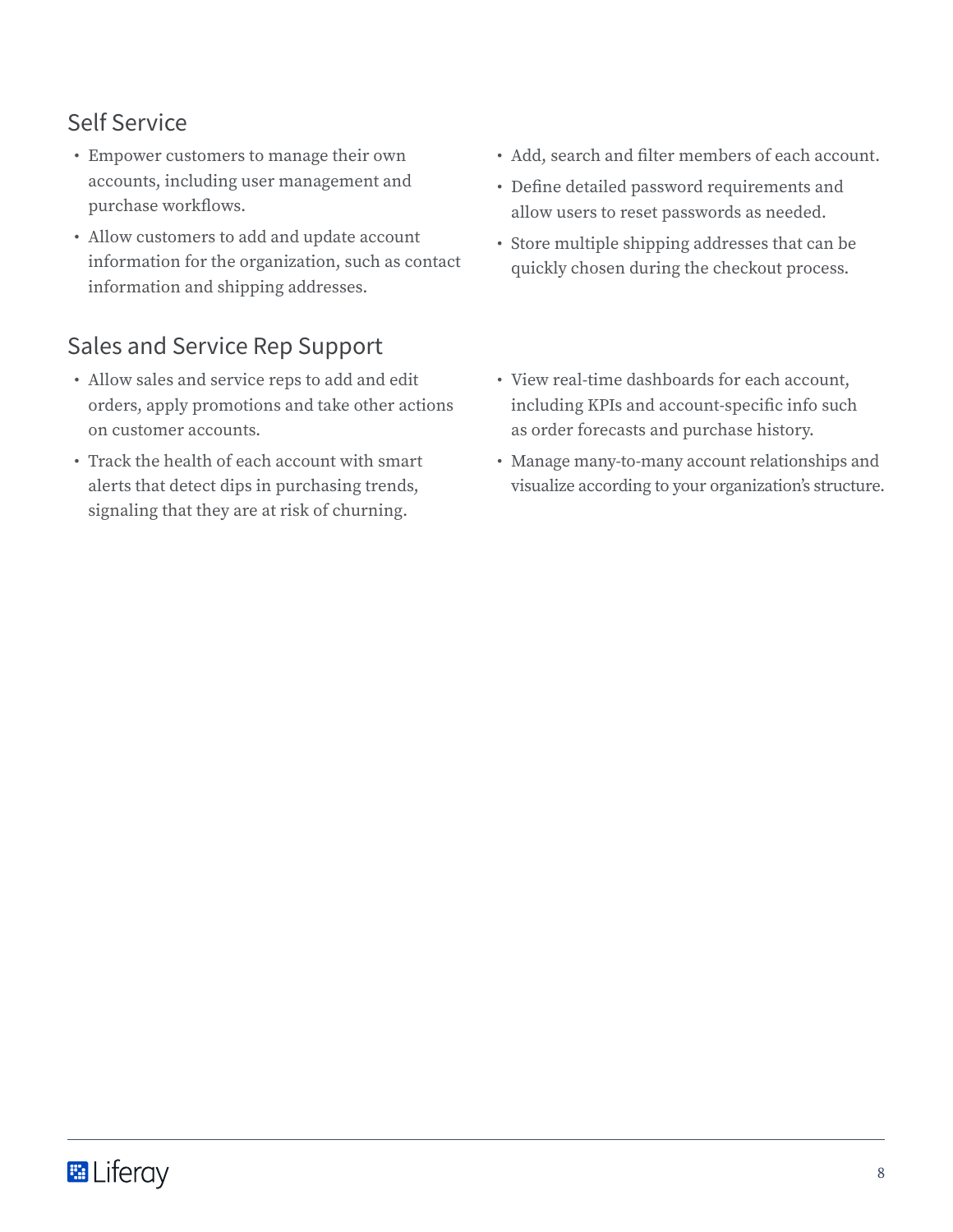## Self Service

- Empower customers to manage their own accounts, including user management and purchase workflows.
- Allow customers to add and update account information for the organization, such as contact information and shipping addresses.
- Add, search and filter members of each account.
- Define detailed password requirements and allow users to reset passwords as needed.
- Store multiple shipping addresses that can be quickly chosen during the checkout process.

## Sales and Service Rep Support

- Allow sales and service reps to add and edit orders, apply promotions and take other actions on customer accounts.
- Track the health of each account with smart alerts that detect dips in purchasing trends, signaling that they are at risk of churning.
- View real-time dashboards for each account, including KPIs and account-specific info such as order forecasts and purchase history.
- Manage many-to-many account relationships and visualize according to your organization's structure.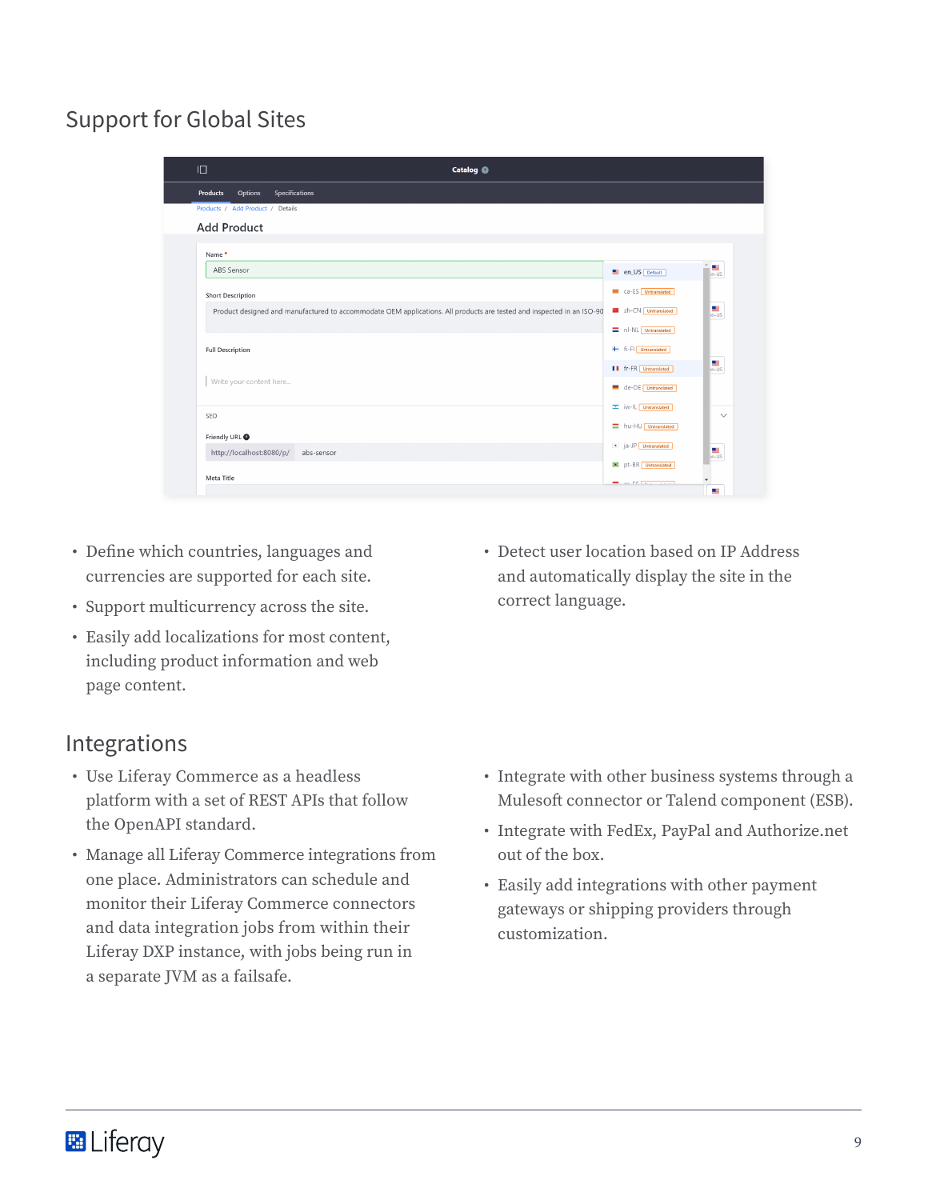## Support for Global Sites

- Define which countries, languages and currencies are supported for each site.
- Support multicurrency across the site.
- Easily add localizations for most content, including product information and web page content.
- Detect user location based on IP Address and automatically display the site in the correct language.

## Integrations

- Use Liferay Commerce as a headless platform with a set of REST APIs that follow the OpenAPI standard.
- Manage all Liferay Commerce integrations from one place. Administrators can schedule and monitor their Liferay Commerce connectors and data integration jobs from within their Liferay DXP instance, with jobs being run in a separate JVM as a failsafe.
- Integrate with other business systems through a Mulesoft connector or Talend component (ESB).
- Integrate with FedEx, PayPal and Authorize.net out of the box.
- Easily add integrations with other payment gateways or shipping providers through customization.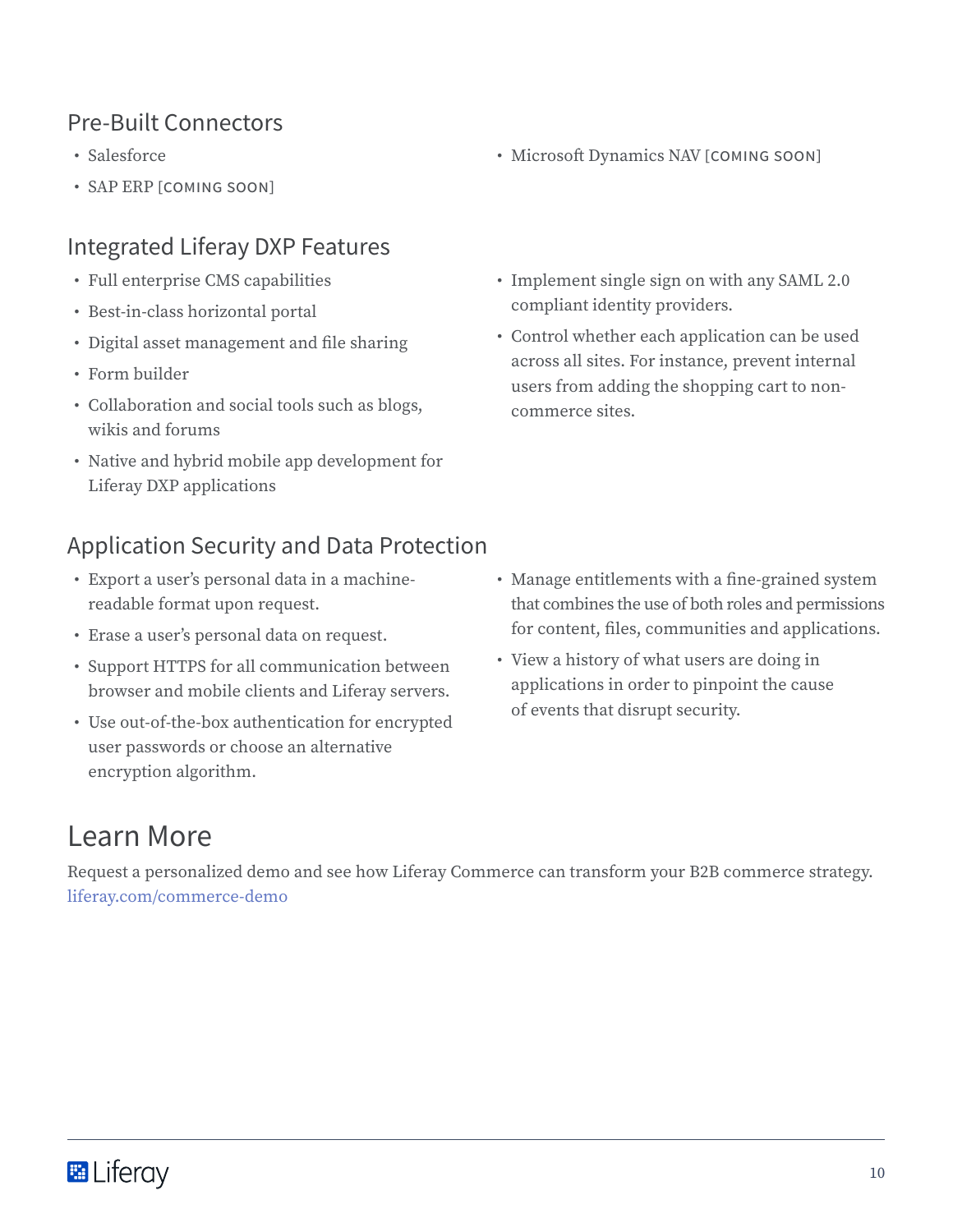## Pre-Built Connectors

- Salesforce
- SAP ERP [COMING SOON]
- Microsoft Dynamics NAV [COMING SOON]

## Integrated Liferay DXP Features

- Full enterprise CMS capabilities
- Best-in-class horizontal portal
- Digital asset management and file sharing
- Form builder
- Collaboration and social tools such as blogs, wikis and forums
- Native and hybrid mobile app development for Liferay DXP applications
- Implement single sign on with any SAML 2.0 compliant identity providers.
- Control whether each application can be used across all sites. For instance, prevent internal users from adding the shopping cart to non-commerce sites.

## Application Security and Data Protection

- Export a user's personal data in a machine-readable format upon request.
- Erase a user's personal data on request.
- Support HTTPS for all communication between browser and mobile clients and Liferay servers.
- Use out-of-the-box authentication for encrypted user passwords or choose an alternative encryption algorithm.
- Manage entitlements with a fine-grained system that combines the use of both roles and permissions for content, files, communities and applications.
- View a history of what users are doing in applications in order to pinpoint the cause of events that disrupt security.

# Learn More

Request a personalized demo and see how Liferay Commerce can transform your B2B commerce strategy.
liferay.com/commerce-demo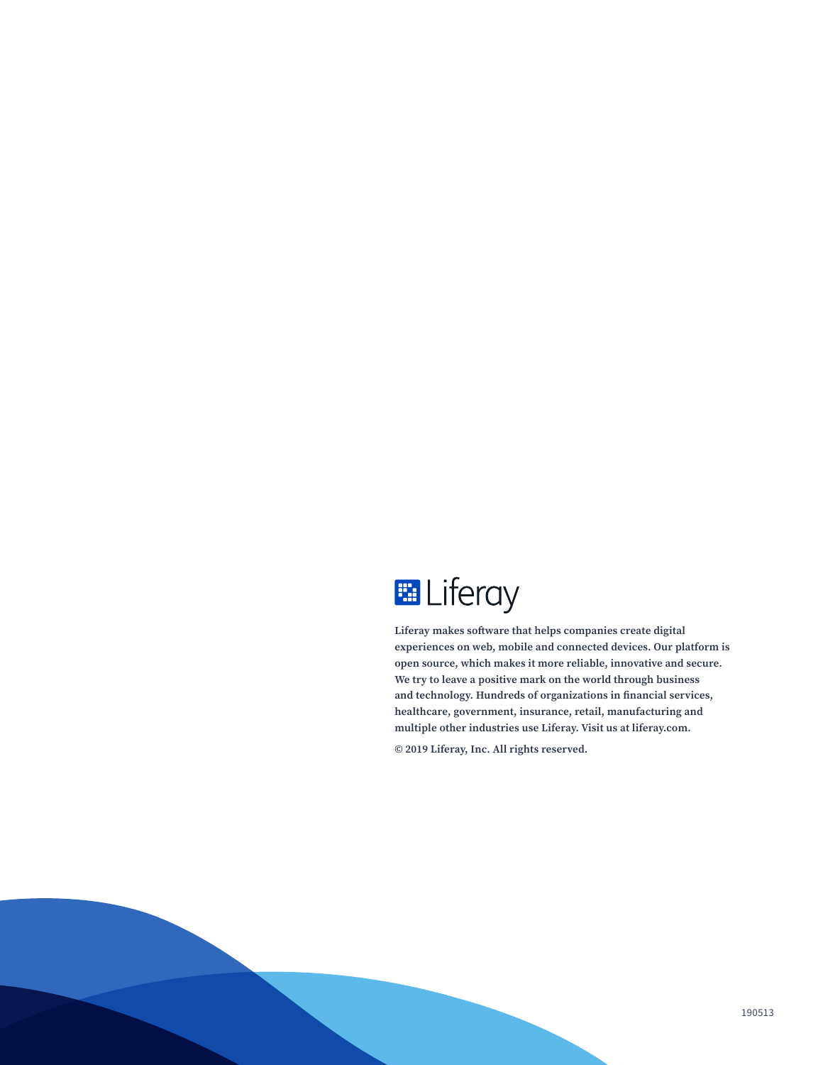Liferay

**Liferay makes software that helps companies create digital experiences on web, mobile and connected devices. Our platform is open source, which makes it more reliable, innovative and secure. We try to leave a positive mark on the world through business and technology. Hundreds of organizations in financial services, healthcare, government, insurance, retail, manufacturing and multiple other industries use Liferay. Visit us at liferay.com.**

**© 2019 Liferay, Inc. All rights reserved.**

190513